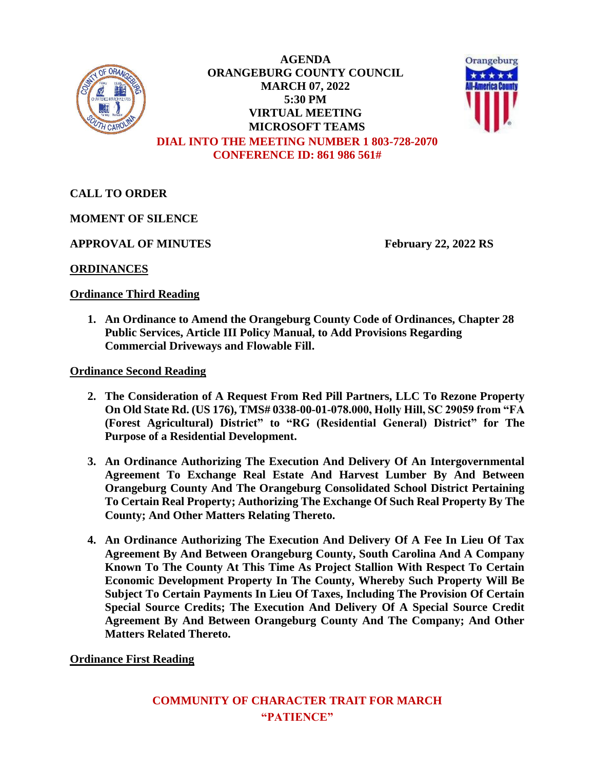# AGENDA
# ORANGEBURG COUNTY COUNCIL
# MARCH 07, 2022
# 5:30 PM
# VIRTUAL MEETING
# MICROSOFT TEAMS

**DIAL INTO THE MEETING NUMBER 1 803-728-2070**
**CONFERENCE ID: 861 986 561#**

**CALL TO ORDER**

**MOMENT OF SILENCE**

**APPROVAL OF MINUTES** **February 22, 2022 RS**

## ORDINANCES

### Ordinance Third Reading

1. **An Ordinance to Amend the Orangeburg County Code of Ordinances, Chapter 28 Public Services, Article III Policy Manual, to Add Provisions Regarding Commercial Driveways and Flowable Fill.**

### Ordinance Second Reading

2. **The Consideration of A Request From Red Pill Partners, LLC To Rezone Property On Old State Rd. (US 176), TMS# 0338-00-01-078.000, Holly Hill, SC 29059 from "FA (Forest Agricultural) District" to "RG (Residential General) District" for The Purpose of a Residential Development.**

3. **An Ordinance Authorizing The Execution And Delivery Of An Intergovernmental Agreement To Exchange Real Estate And Harvest Lumber By And Between Orangeburg County And The Orangeburg Consolidated School District Pertaining To Certain Real Property; Authorizing The Exchange Of Such Real Property By The County; And Other Matters Relating Thereto.**

4. **An Ordinance Authorizing The Execution And Delivery Of A Fee In Lieu Of Tax Agreement By And Between Orangeburg County, South Carolina And A Company Known To The County At This Time As Project Stallion With Respect To Certain Economic Development Property In The County, Whereby Such Property Will Be Subject To Certain Payments In Lieu Of Taxes, Including The Provision Of Certain Special Source Credits; The Execution And Delivery Of A Special Source Credit Agreement By And Between Orangeburg County And The Company; And Other Matters Related Thereto.**

### Ordinance First Reading

**COMMUNITY OF CHARACTER TRAIT FOR MARCH**
**"PATIENCE"**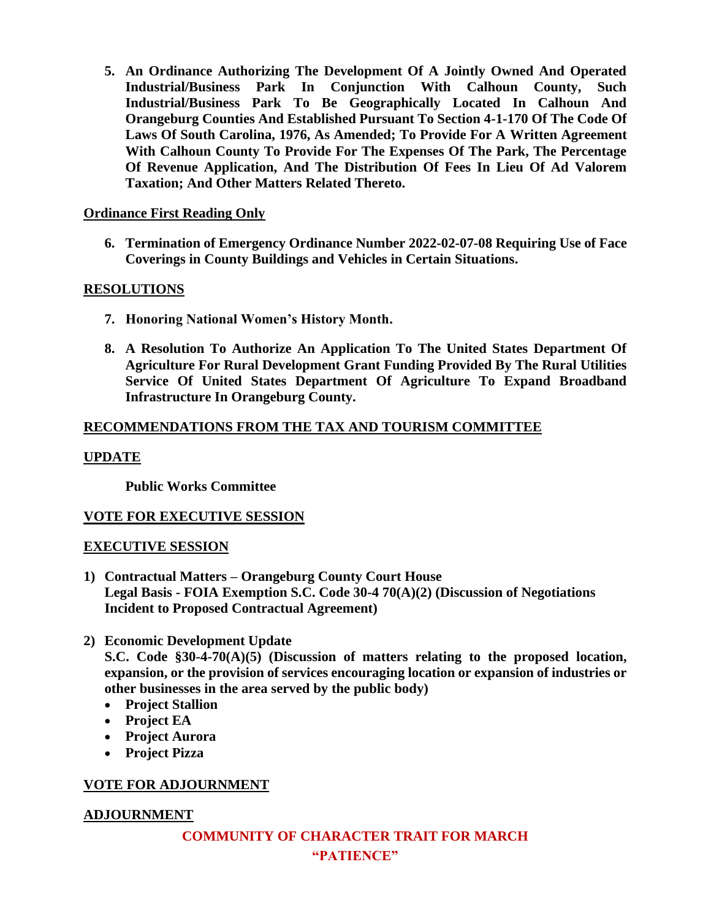5. **An Ordinance Authorizing The Development Of A Jointly Owned And Operated Industrial/Business Park In Conjunction With Calhoun County, Such Industrial/Business Park To Be Geographically Located In Calhoun And Orangeburg Counties And Established Pursuant To Section 4-1-170 Of The Code Of Laws Of South Carolina, 1976, As Amended; To Provide For A Written Agreement With Calhoun County To Provide For The Expenses Of The Park, The Percentage Of Revenue Application, And The Distribution Of Fees In Lieu Of Ad Valorem Taxation; And Other Matters Related Thereto.**

**Ordinance First Reading Only**

6. **Termination of Emergency Ordinance Number 2022-02-07-08 Requiring Use of Face Coverings in County Buildings and Vehicles in Certain Situations.**

**RESOLUTIONS**

7. **Honoring National Women's History Month.**

8. **A Resolution To Authorize An Application To The United States Department Of Agriculture For Rural Development Grant Funding Provided By The Rural Utilities Service Of United States Department Of Agriculture To Expand Broadband Infrastructure In Orangeburg County.**

**RECOMMENDATIONS FROM THE TAX AND TOURISM COMMITTEE**

**UPDATE**

**Public Works Committee**

**VOTE FOR EXECUTIVE SESSION**

**EXECUTIVE SESSION**

1) **Contractual Matters – Orangeburg County Court House**
   **Legal Basis - FOIA Exemption S.C. Code 30-4 70(A)(2) (Discussion of Negotiations Incident to Proposed Contractual Agreement)**

2) **Economic Development Update**
   **S.C. Code §30-4-70(A)(5) (Discussion of matters relating to the proposed location, expansion, or the provision of services encouraging location or expansion of industries or other businesses in the area served by the public body)**
   - **Project Stallion**
   - **Project EA**
   - **Project Aurora**
   - **Project Pizza**

**VOTE FOR ADJOURNMENT**

**ADJOURNMENT**

**COMMUNITY OF CHARACTER TRAIT FOR MARCH**
**"PATIENCE"**